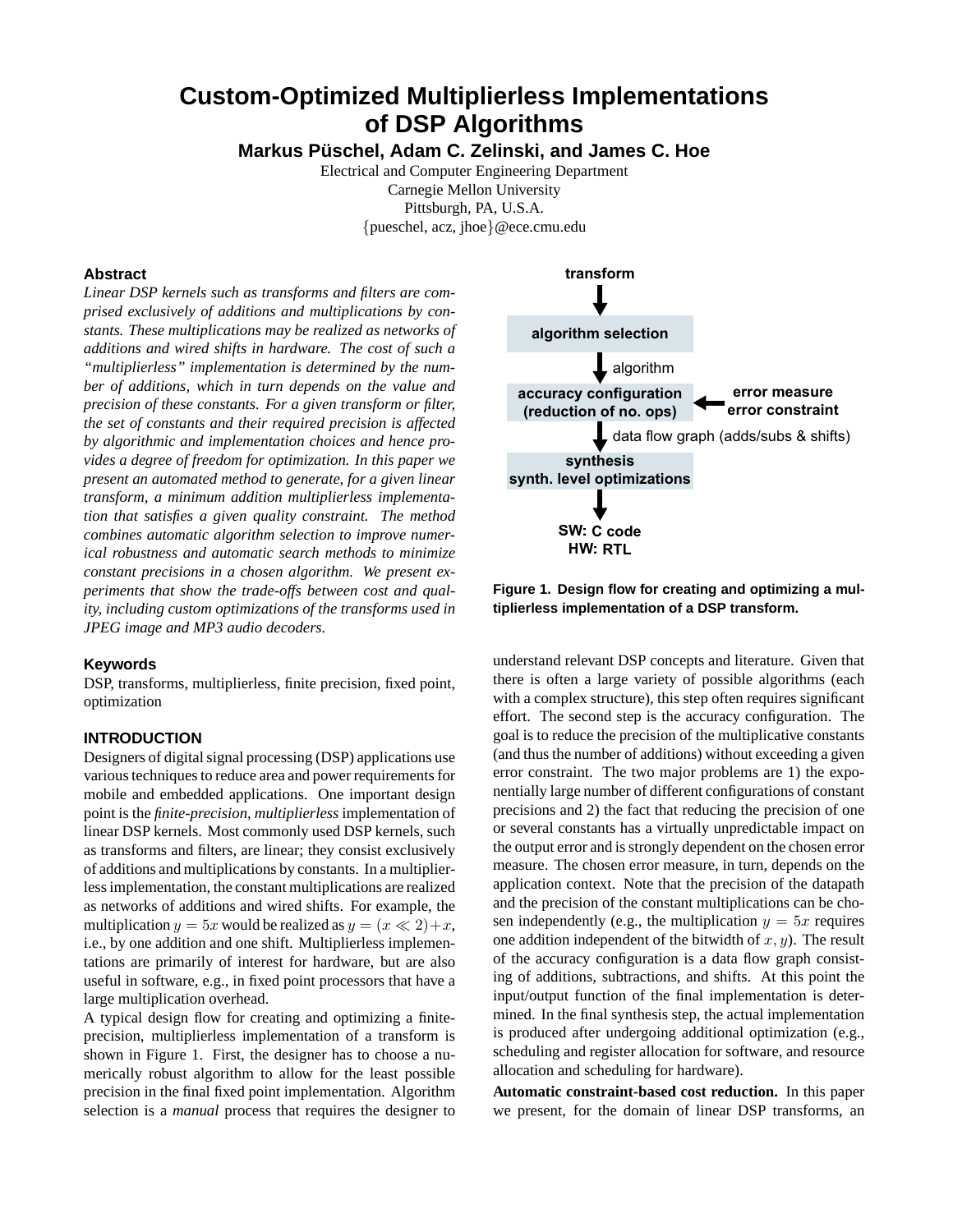# Custom-Optimized Multiplierless Implementations of DSP Algorithms

**Markus Püschel, Adam C. Zelinski, and James C. Hoe**

Electrical and Computer Engineering Department
Carnegie Mellon University
Pittsburgh, PA, U.S.A.
{pueschel, acz, jhoe}@ece.cmu.edu

## Abstract

*Linear DSP kernels such as transforms and filters are comprised exclusively of additions and multiplications by constants. These multiplications may be realized as networks of additions and wired shifts in hardware. The cost of such a "multiplierless" implementation is determined by the number of additions, which in turn depends on the value and precision of these constants. For a given transform or filter, the set of constants and their required precision is affected by algorithmic and implementation choices and hence provides a degree of freedom for optimization. In this paper we present an automated method to generate, for a given linear transform, a minimum addition multiplierless implementation that satisfies a given quality constraint. The method combines automatic algorithm selection to improve numerical robustness and automatic search methods to minimize constant precisions in a chosen algorithm. We present experiments that show the trade-offs between cost and quality, including custom optimizations of the transforms used in JPEG image and MP3 audio decoders.*

## Keywords

DSP, transforms, multiplierless, finite precision, fixed point, optimization

## INTRODUCTION

Designers of digital signal processing (DSP) applications use various techniques to reduce area and power requirements for mobile and embedded applications. One important design point is the *finite-precision*, *multiplierless* implementation of linear DSP kernels. Most commonly used DSP kernels, such as transforms and filters, are linear; they consist exclusively of additions and multiplications by constants. In a multiplierless implementation, the constant multiplications are realized as networks of additions and wired shifts. For example, the multiplication $y = 5x$ would be realized as $y = (x \ll 2)+x$, i.e., by one addition and one shift. Multiplierless implementations are primarily of interest for hardware, but are also useful in software, e.g., in fixed point processors that have a large multiplication overhead.

A typical design flow for creating and optimizing a finite-precision, multiplierless implementation of a transform is shown in Figure 1. First, the designer has to choose a numerically robust algorithm to allow for the least possible precision in the final fixed point implementation. Algorithm selection is a *manual* process that requires the designer to understand relevant DSP concepts and literature. Given that there is often a large variety of possible algorithms (each with a complex structure), this step often requires significant effort. The second step is the accuracy configuration. The goal is to reduce the precision of the multiplicative constants (and thus the number of additions) without exceeding a given error constraint. The two major problems are 1) the exponentially large number of different configurations of constant precisions and 2) the fact that reducing the precision of one or several constants has a virtually unpredictable impact on the output error and is strongly dependent on the chosen error measure. The chosen error measure, in turn, depends on the application context. Note that the precision of the datapath and the precision of the constant multiplications can be chosen independently (e.g., the multiplication $y = 5x$ requires one addition independent of the bitwidth of $x, y$). The result of the accuracy configuration is a data flow graph consisting of additions, subtractions, and shifts. At this point the input/output function of the final implementation is determined. In the final synthesis step, the actual implementation is produced after undergoing additional optimization (e.g., scheduling and register allocation for software, and resource allocation and scheduling for hardware).

transform → **algorithm selection** → algorithm → **accuracy configuration (reduction of no. ops)** ← error measure, error constraint → data flow graph (adds/subs & shifts) → **synthesis, synth. level optimizations** → SW: C code, HW: RTL

**Figure 1. Design flow for creating and optimizing a multiplierless implementation of a DSP transform.**

**Automatic constraint-based cost reduction.** In this paper we present, for the domain of linear DSP transforms, an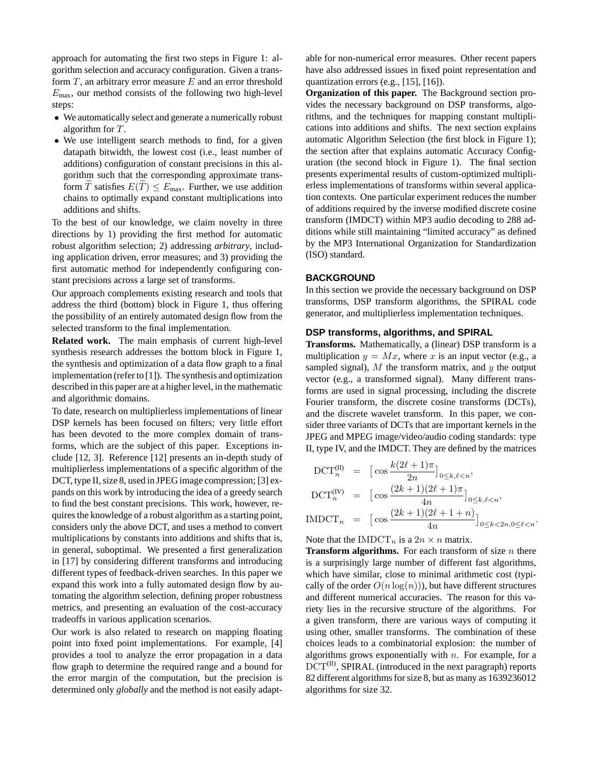approach for automating the first two steps in Figure 1: algorithm selection and accuracy configuration. Given a transform $T$, an arbitrary error measure $E$ and an error threshold $E_{\max}$, our method consists of the following two high-level steps:

- We automatically select and generate a numerically robust algorithm for $T$.
- We use intelligent search methods to find, for a given datapath bitwidth, the lowest cost (i.e., least number of additions) configuration of constant precisions in this algorithm such that the corresponding approximate transform $\widetilde{T}$ satisfies $E(\widetilde{T}) \leq E_{\max}$. Further, we use addition chains to optimally expand constant multiplications into additions and shifts.

To the best of our knowledge, we claim novelty in three directions by 1) providing the first method for automatic robust algorithm selection; 2) addressing *arbitrary*, including application driven, error measures; and 3) providing the first automatic method for independently configuring constant precisions across a large set of transforms.

Our approach complements existing research and tools that address the third (bottom) block in Figure 1, thus offering the possibility of an entirely automated design flow from the selected transform to the final implementation.

**Related work.** The main emphasis of current high-level synthesis research addresses the bottom block in Figure 1, the synthesis and optimization of a data flow graph to a final implementation (refer to [1]). The synthesis and optimization described in this paper are at a higher level, in the mathematic and algorithmic domains.

To date, research on multiplierless implementations of linear DSP kernels has been focused on filters; very little effort has been devoted to the more complex domain of transforms, which are the subject of this paper. Exceptions include [12, 3]. Reference [12] presents an in-depth study of multiplierless implementations of a specific algorithm of the DCT, type II, size 8, used in JPEG image compression; [3] expands on this work by introducing the idea of a greedy search to find the best constant precisions. This work, however, requires the knowledge of a robust algorithm as a starting point, considers only the above DCT, and uses a method to convert multiplications by constants into additions and shifts that is, in general, suboptimal. We presented a first generalization in [17] by considering different transforms and introducing different types of feedback-driven searches. In this paper we expand this work into a fully automated design flow by automating the algorithm selection, defining proper robustness metrics, and presenting an evaluation of the cost-accuracy tradeoffs in various application scenarios.

Our work is also related to research on mapping floating point into fixed point implementations. For example, [4] provides a tool to analyze the error propagation in a data flow graph to determine the required range and a bound for the error margin of the computation, but the precision is determined only *globally* and the method is not easily adaptable for non-numerical error measures. Other recent papers have also addressed issues in fixed point representation and quantization errors (e.g., [15], [16]).

**Organization of this paper.** The Background section provides the necessary background on DSP transforms, algorithms, and the techniques for mapping constant multiplications into additions and shifts. The next section explains automatic Algorithm Selection (the first block in Figure 1); the section after that explains automatic Accuracy Configuration (the second block in Figure 1). The final section presents experimental results of custom-optimized multiplierless implementations of transforms within several application contexts. One particular experiment reduces the number of additions required by the inverse modified discrete cosine transform (IMDCT) within MP3 audio decoding to 288 additions while still maintaining "limited accuracy" as defined by the MP3 International Organization for Standardization (ISO) standard.

## BACKGROUND

In this section we provide the necessary background on DSP transforms, DSP transform algorithms, the SPIRAL code generator, and multiplierless implementation techniques.

### DSP transforms, algorithms, and SPIRAL

**Transforms.** Mathematically, a (linear) DSP transform is a multiplication $y = Mx$, where $x$ is an input vector (e.g., a sampled signal), $M$ the transform matrix, and $y$ the output vector (e.g., a transformed signal). Many different transforms are used in signal processing, including the discrete Fourier transform, the discrete cosine transforms (DCTs), and the discrete wavelet transform. In this paper, we consider three variants of DCTs that are important kernels in the JPEG and MPEG image/video/audio coding standards: type II, type IV, and the IMDCT. They are defined by the matrices

$$
\begin{aligned}
\mathrm{DCT}_n^{(\mathrm{II})} &= \Big[\cos\frac{k(2\ell+1)\pi}{2n}\Big]_{0\leq k,\ell<n},\\
\mathrm{DCT}_n^{(\mathrm{IV})} &= \Big[\cos\frac{(2k+1)(2\ell+1)\pi}{4n}\Big]_{0\leq k,\ell<n},\\
\mathrm{IMDCT}_n &= \Big[\cos\frac{(2k+1)(2\ell+1+n)}{4n}\Big]_{0\leq k<2n, 0\leq \ell<n}.
\end{aligned}
$$

Note that the $\mathrm{IMDCT}_n$ is a $2n \times n$ matrix.

**Transform algorithms.** For each transform of size $n$ there is a surprisingly large number of different fast algorithms, which have similar, close to minimal arithmetic cost (typically of the order $O(n\log(n))$), but have different structures and different numerical accuracies. The reason for this variety lies in the recursive structure of the algorithms. For a given transform, there are various ways of computing it using other, smaller transforms. The combination of these choices leads to a combinatorial explosion: the number of algorithms grows exponentially with $n$. For example, for a $\mathrm{DCT}^{(\mathrm{II})}$, SPIRAL (introduced in the next paragraph) reports 82 different algorithms for size 8, but as many as 1639236012 algorithms for size 32.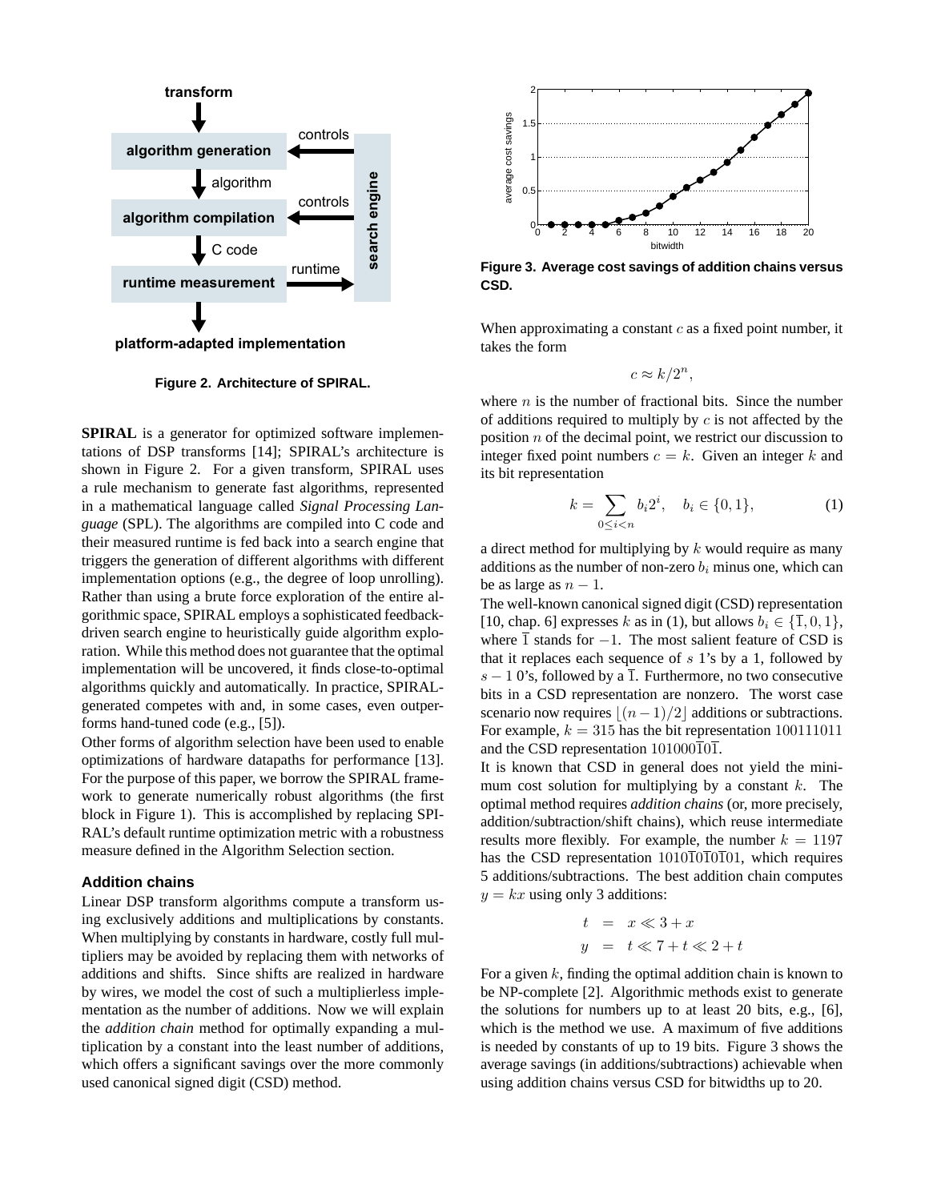Figure 2. Architecture of SPIRAL.

**SPIRAL** is a generator for optimized software implementations of DSP transforms [14]; SPIRAL's architecture is shown in Figure 2. For a given transform, SPIRAL uses a rule mechanism to generate fast algorithms, represented in a mathematical language called *Signal Processing Language* (SPL). The algorithms are compiled into C code and their measured runtime is fed back into a search engine that triggers the generation of different algorithms with different implementation options (e.g., the degree of loop unrolling). Rather than using a brute force exploration of the entire algorithmic space, SPIRAL employs a sophisticated feedback-driven search engine to heuristically guide algorithm exploration. While this method does not guarantee that the optimal implementation will be uncovered, it finds close-to-optimal algorithms quickly and automatically. In practice, SPIRAL-generated competes with and, in some cases, even outperforms hand-tuned code (e.g., [5]).

Other forms of algorithm selection have been used to enable optimizations of hardware datapaths for performance [13]. For the purpose of this paper, we borrow the SPIRAL framework to generate numerically robust algorithms (the first block in Figure 1). This is accomplished by replacing SPIRAL's default runtime optimization metric with a robustness measure defined in the Algorithm Selection section.

### Addition chains

Linear DSP transform algorithms compute a transform using exclusively additions and multiplications by constants. When multiplying by constants in hardware, costly full multipliers may be avoided by replacing them with networks of additions and shifts. Since shifts are realized in hardware by wires, we model the cost of such a multiplierless implementation as the number of additions. Now we will explain the *addition chain* method for optimally expanding a multiplication by a constant into the least number of additions, which offers a significant savings over the more commonly used canonical signed digit (CSD) method.

Figure 3. Average cost savings of addition chains versus CSD.

When approximating a constant $c$ as a fixed point number, it takes the form

$$c \approx k/2^n,$$

where $n$ is the number of fractional bits. Since the number of additions required to multiply by $c$ is not affected by the position $n$ of the decimal point, we restrict our discussion to integer fixed point numbers $c = k$. Given an integer $k$ and its bit representation

$$k = \sum_{0 \le i < n} b_i 2^i, \quad b_i \in \{0, 1\}, \tag{1}$$

a direct method for multiplying by $k$ would require as many additions as the number of non-zero $b_i$ minus one, which can be as large as $n - 1$.

The well-known canonical signed digit (CSD) representation [10, chap. 6] expresses $k$ as in (1), but allows $b_i \in \{\overline{1}, 0, 1\}$, where $\overline{1}$ stands for $-1$. The most salient feature of CSD is that it replaces each sequence of $s$ 1's by a 1, followed by $s - 1$ 0's, followed by a $\overline{1}$. Furthermore, no two consecutive bits in a CSD representation are nonzero. The worst case scenario now requires $\lfloor (n-1)/2 \rfloor$ additions or subtractions. For example, $k = 315$ has the bit representation $100111011$ and the CSD representation $10100\overline{0}\overline{1}0\overline{1}$.

It is known that CSD in general does not yield the minimum cost solution for multiplying by a constant $k$. The optimal method requires *addition chains* (or, more precisely, addition/subtraction/shift chains), which reuse intermediate results more flexibly. For example, the number $k = 1197$ has the CSD representation $1010\overline{1}0\overline{1}0\overline{1}01$, which requires 5 additions/subtractions. The best addition chain computes $y = kx$ using only 3 additions:

$$\begin{aligned} t &= x \ll 3 + x \\ y &= t \ll 7 + t \ll 2 + t \end{aligned}$$

For a given $k$, finding the optimal addition chain is known to be NP-complete [2]. Algorithmic methods exist to generate the solutions for numbers up to at least 20 bits, e.g., [6], which is the method we use. A maximum of five additions is needed by constants of up to 19 bits. Figure 3 shows the average savings (in additions/subtractions) achievable when using addition chains versus CSD for bitwidths up to 20.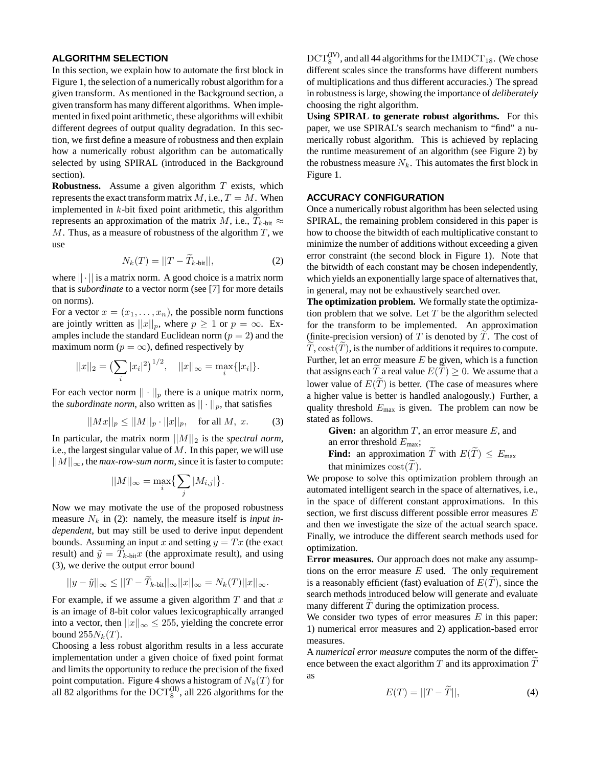## ALGORITHM SELECTION

In this section, we explain how to automate the first block in Figure 1, the selection of a numerically robust algorithm for a given transform. As mentioned in the Background section, a given transform has many different algorithms. When implemented in fixed point arithmetic, these algorithms will exhibit different degrees of output quality degradation. In this section, we first define a measure of robustness and then explain how a numerically robust algorithm can be automatically selected by using SPIRAL (introduced in the Background section).

**Robustness.** Assume a given algorithm $T$ exists, which represents the exact transform matrix $M$, i.e., $T = M$. When implemented in $k$-bit fixed point arithmetic, this algorithm represents an approximation of the matrix $M$, i.e., $\widetilde{T}_{k\text{-bit}} \approx M$. Thus, as a measure of robustness of the algorithm $T$, we use

$$N_k(T) = ||T - \widetilde{T}_{k\text{-bit}}||, \tag{2}$$

where $||\cdot||$ is a matrix norm. A good choice is a matrix norm that is *subordinate* to a vector norm (see [7] for more details on norms).

For a vector $x = (x_1, \ldots, x_n)$, the possible norm functions are jointly written as $||x||_p$, where $p \geq 1$ or $p = \infty$. Examples include the standard Euclidean norm ($p = 2$) and the maximum norm ($p = \infty$), defined respectively by

$$||x||_2 = \big(\sum_i |x_i|^2\big)^{1/2}, \quad ||x||_\infty = \max_i\{|x_i|\}.$$

For each vector norm $||\cdot||_p$ there is a unique matrix norm, the *subordinate norm*, also written as $||\cdot||_p$, that satisfies

$$||Mx||_p \leq ||M||_p \cdot ||x||_p, \quad \text{for all } M,\ x. \tag{3}$$

In particular, the matrix norm $||M||_2$ is the *spectral norm*, i.e., the largest singular value of $M$. In this paper, we will use $||M||_\infty$, the ***max-row-sum norm***, since it is faster to compute:

$$||M||_\infty = \max_i\big\{\sum_j |M_{i,j}|\big\}.$$

Now we may motivate the use of the proposed robustness measure $N_k$ in (2): namely, the measure itself is *input independent*, but may still be used to derive input dependent bounds. Assuming an input $x$ and setting $y = Tx$ (the exact result) and $\tilde{y} = \widetilde{T}_{k\text{-bit}}x$ (the approximate result), and using (3), we derive the output error bound

$$||y - \tilde{y}||_\infty \leq ||T - \widetilde{T}_{k\text{-bit}}||_\infty ||x||_\infty = N_k(T)||x||_\infty.$$

For example, if we assume a given algorithm $T$ and that $x$ is an image of 8-bit color values lexicographically arranged into a vector, then $||x||_\infty \leq 255$, yielding the concrete error bound $255N_k(T)$.

Choosing a less robust algorithm results in a less accurate implementation under a given choice of fixed point format and limits the opportunity to reduce the precision of the fixed point computation. Figure 4 shows a histogram of $N_8(T)$ for all 82 algorithms for the $\mathrm{DCT}_8^{(\mathrm{II})}$, all 226 algorithms for the $\mathrm{DCT}_8^{(\mathrm{IV})}$, and all 44 algorithms for the $\mathrm{IMDCT}_{18}$. (We chose different scales since the transforms have different numbers of multiplications and thus different accuracies.) The spread in robustness is large, showing the importance of *deliberately* choosing the right algorithm.

**Using SPIRAL to generate robust algorithms.** For this paper, we use SPIRAL's search mechanism to "find" a numerically robust algorithm. This is achieved by replacing the runtime measurement of an algorithm (see Figure 2) by the robustness measure $N_k$. This automates the first block in Figure 1.

## ACCURACY CONFIGURATION

Once a numerically robust algorithm has been selected using SPIRAL, the remaining problem considered in this paper is how to choose the bitwidth of each multiplicative constant to minimize the number of additions without exceeding a given error constraint (the second block in Figure 1). Note that the bitwidth of each constant may be chosen independently, which yields an exponentially large space of alternatives that, in general, may not be exhaustively searched over.

**The optimization problem.** We formally state the optimization problem that we solve. Let $T$ be the algorithm selected for the transform to be implemented. An approximation (finite-precision version) of $T$ is denoted by $\widetilde{T}$. The cost of $\widetilde{T}$, $\mathrm{cost}(\widetilde{T})$, is the number of additions it requires to compute. Further, let an error measure $E$ be given, which is a function that assigns each $\widetilde{T}$ a real value $E(\widetilde{T}) \geq 0$. We assume that a lower value of $E(\widetilde{T})$ is better. (The case of measures where a higher value is better is handled analogously.) Further, a quality threshold $E_{\max}$ is given. The problem can now be stated as follows.

> **Given:** an algorithm $T$, an error measure $E$, and an error threshold $E_{\max}$;
> **Find:** an approximation $\widetilde{T}$ with $E(\widetilde{T}) \leq E_{\max}$ that minimizes $\mathrm{cost}(\widetilde{T})$.

We propose to solve this optimization problem through an automated intelligent search in the space of alternatives, i.e., in the space of different constant approximations. In this section, we first discuss different possible error measures $E$ and then we investigate the size of the actual search space. Finally, we introduce the different search methods used for optimization.

**Error measures.** Our approach does not make any assumptions on the error measure $E$ used. The only requirement is a reasonably efficient (fast) evaluation of $E(\widetilde{T})$, since the search methods introduced below will generate and evaluate many different $\widetilde{T}$ during the optimization process.

We consider two types of error measures $E$ in this paper: 1) numerical error measures and 2) application-based error measures.

A *numerical error measure* computes the norm of the difference between the exact algorithm $T$ and its approximation $\widetilde{T}$ as

$$E(T) = ||T - \widetilde{T}||, \tag{4}$$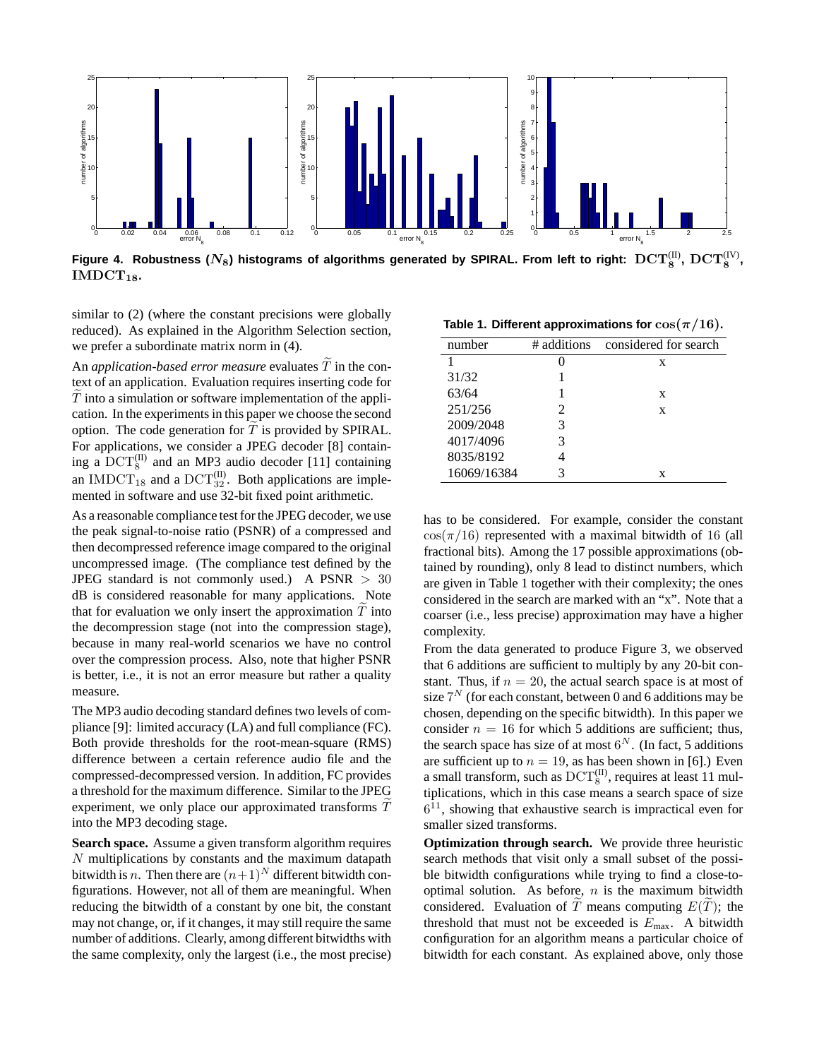Figure 4. Robustness ($N_8$) histograms of algorithms generated by SPIRAL. From left to right: $\mathbf{DCT}_8^{(II)}$, $\mathbf{DCT}_8^{(IV)}$, $\mathbf{IMDCT_{18}}$.

similar to (2) (where the constant precisions were globally reduced). As explained in the Algorithm Selection section, we prefer a subordinate matrix norm in (4).

An *application-based error measure* evaluates $\widetilde{T}$ in the context of an application. Evaluation requires inserting code for $\widetilde{T}$ into a simulation or software implementation of the application. In the experiments in this paper we choose the second option. The code generation for $\widetilde{T}$ is provided by SPIRAL. For applications, we consider a JPEG decoder [8] containing a $\mathrm{DCT}_8^{(II)}$ and an MP3 audio decoder [11] containing an $\mathrm{IMDCT}_{18}$ and a $\mathrm{DCT}_{32}^{(II)}$. Both applications are implemented in software and use 32-bit fixed point arithmetic.

As a reasonable compliance test for the JPEG decoder, we use the peak signal-to-noise ratio (PSNR) of a compressed and then decompressed reference image compared to the original uncompressed image. (The compliance test defined by the JPEG standard is not commonly used.) A PSNR $> 30$ dB is considered reasonable for many applications. Note that for evaluation we only insert the approximation $\widetilde{T}$ into the decompression stage (not into the compression stage), because in many real-world scenarios we have no control over the compression process. Also, note that higher PSNR is better, i.e., it is not an error measure but rather a quality measure.

The MP3 audio decoding standard defines two levels of compliance [9]: limited accuracy (LA) and full compliance (FC). Both provide thresholds for the root-mean-square (RMS) difference between a certain reference audio file and the compressed-decompressed version. In addition, FC provides a threshold for the maximum difference. Similar to the JPEG experiment, we only place our approximated transforms $\widetilde{T}$ into the MP3 decoding stage.

**Search space.** Assume a given transform algorithm requires $N$ multiplications by constants and the maximum datapath bitwidth is $n$. Then there are $(n+1)^N$ different bitwidth configurations. However, not all of them are meaningful. When reducing the bitwidth of a constant by one bit, the constant may not change, or, if it changes, it may still require the same number of additions. Clearly, among different bitwidths with the same complexity, only the largest (i.e., the most precise) has to be considered. For example, consider the constant $\cos(\pi/16)$ represented with a maximal bitwidth of 16 (all fractional bits). Among the 17 possible approximations (obtained by rounding), only 8 lead to distinct numbers, which are given in Table 1 together with their complexity; the ones considered in the search are marked with an "x". Note that a coarser (i.e., less precise) approximation may have a higher complexity.

**Table 1. Different approximations for $\cos(\pi/16)$.**

| number | # additions | considered for search |
|---|---|---|
| 1 | 0 | x |
| 31/32 | 1 | |
| 63/64 | 1 | x |
| 251/256 | 2 | x |
| 2009/2048 | 3 | |
| 4017/4096 | 3 | |
| 8035/8192 | 4 | |
| 16069/16384 | 3 | x |

From the data generated to produce Figure 3, we observed that 6 additions are sufficient to multiply by any 20-bit constant. Thus, if $n = 20$, the actual search space is at most of size $7^N$ (for each constant, between 0 and 6 additions may be chosen, depending on the specific bitwidth). In this paper we consider $n = 16$ for which 5 additions are sufficient; thus, the search space has size of at most $6^N$. (In fact, 5 additions are sufficient up to $n = 19$, as has been shown in [6].) Even a small transform, such as $\mathrm{DCT}_8^{(II)}$, requires at least 11 multiplications, which in this case means a search space of size $6^{11}$, showing that exhaustive search is impractical even for smaller sized transforms.

**Optimization through search.** We provide three heuristic search methods that visit only a small subset of the possible bitwidth configurations while trying to find a close-to-optimal solution. As before, $n$ is the maximum bitwidth considered. Evaluation of $\widetilde{T}$ means computing $E(\widetilde{T})$; the threshold that must not be exceeded is $E_{\max}$. A bitwidth configuration for an algorithm means a particular choice of bitwidth for each constant. As explained above, only those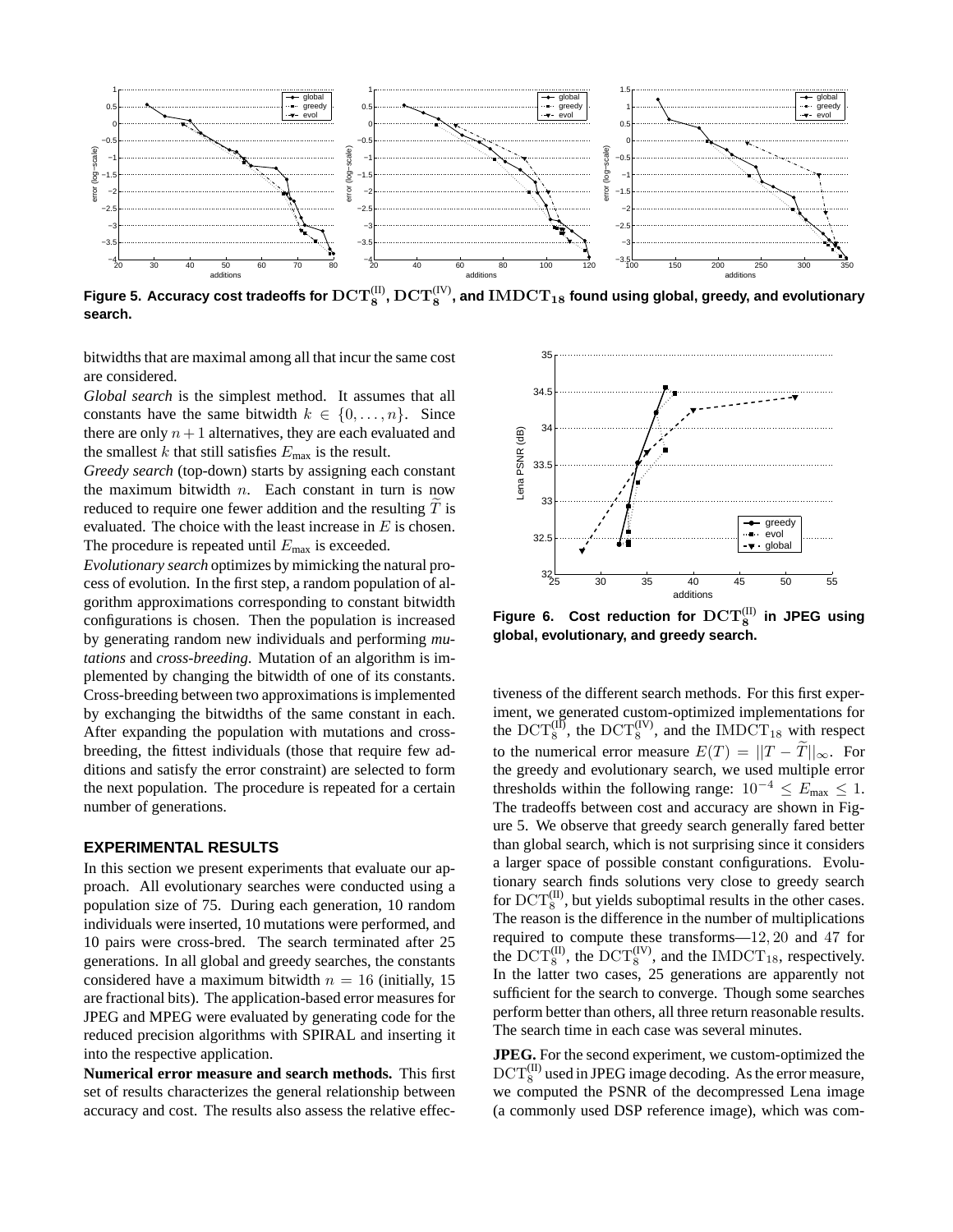Figure 5. Accuracy cost tradeoffs for $\mathbf{DCT_8^{(II)}}$, $\mathbf{DCT_8^{(IV)}}$, and $\mathbf{IMDCT_{18}}$ found using global, greedy, and evolutionary search.

bitwidths that are maximal among all that incur the same cost are considered.

*Global search* is the simplest method. It assumes that all constants have the same bitwidth $k \in \{0, \ldots, n\}$. Since there are only $n+1$ alternatives, they are each evaluated and the smallest $k$ that still satisfies $E_{\text{max}}$ is the result.

*Greedy search* (top-down) starts by assigning each constant the maximum bitwidth $n$. Each constant in turn is now reduced to require one fewer addition and the resulting $\widetilde{T}$ is evaluated. The choice with the least increase in $E$ is chosen. The procedure is repeated until $E_{\text{max}}$ is exceeded.

*Evolutionary search* optimizes by mimicking the natural process of evolution. In the first step, a random population of algorithm approximations corresponding to constant bitwidth configurations is chosen. Then the population is increased by generating random new individuals and performing *mutations* and *cross-breeding*. Mutation of an algorithm is implemented by changing the bitwidth of one of its constants. Cross-breeding between two approximations is implemented by exchanging the bitwidths of the same constant in each. After expanding the population with mutations and cross-breeding, the fittest individuals (those that require few additions and satisfy the error constraint) are selected to form the next population. The procedure is repeated for a certain number of generations.

## EXPERIMENTAL RESULTS

In this section we present experiments that evaluate our approach. All evolutionary searches were conducted using a population size of 75. During each generation, 10 random individuals were inserted, 10 mutations were performed, and 10 pairs were cross-bred. The search terminated after 25 generations. In all global and greedy searches, the constants considered have a maximum bitwidth $n = 16$ (initially, 15 are fractional bits). The application-based error measures for JPEG and MPEG were evaluated by generating code for the reduced precision algorithms with SPIRAL and inserting it into the respective application.

**Numerical error measure and search methods.** This first set of results characterizes the general relationship between accuracy and cost. The results also assess the relative effectiveness of the different search methods. For this first experiment, we generated custom-optimized implementations for the $\mathrm{DCT}_8^{(\mathrm{II})}$, the $\mathrm{DCT}_8^{(\mathrm{IV})}$, and the $\mathrm{IMDCT}_{18}$ with respect to the numerical error measure $E(T) = ||T - \widetilde{T}||_\infty$. For the greedy and evolutionary search, we used multiple error thresholds within the following range: $10^{-4} \leq E_{\text{max}} \leq 1$. The tradeoffs between cost and accuracy are shown in Figure 5. We observe that greedy search generally fared better than global search, which is not surprising since it considers a larger space of possible constant configurations. Evolutionary search finds solutions very close to greedy search for $\mathrm{DCT}_8^{(\mathrm{II})}$, but yields suboptimal results in the other cases. The reason is the difference in the number of multiplications required to compute these transforms—$12, 20$ and $47$ for the $\mathrm{DCT}_8^{(\mathrm{II})}$, the $\mathrm{DCT}_8^{(\mathrm{IV})}$, and the $\mathrm{IMDCT}_{18}$, respectively. In the latter two cases, 25 generations are apparently not sufficient for the search to converge. Though some searches perform better than others, all three return reasonable results. The search time in each case was several minutes.

Figure 6. Cost reduction for $\mathbf{DCT_8^{(II)}}$ in JPEG using global, evolutionary, and greedy search.

**JPEG.** For the second experiment, we custom-optimized the $\mathrm{DCT}_8^{(\mathrm{II})}$ used in JPEG image decoding. As the error measure, we computed the PSNR of the decompressed Lena image (a commonly used DSP reference image), which was com-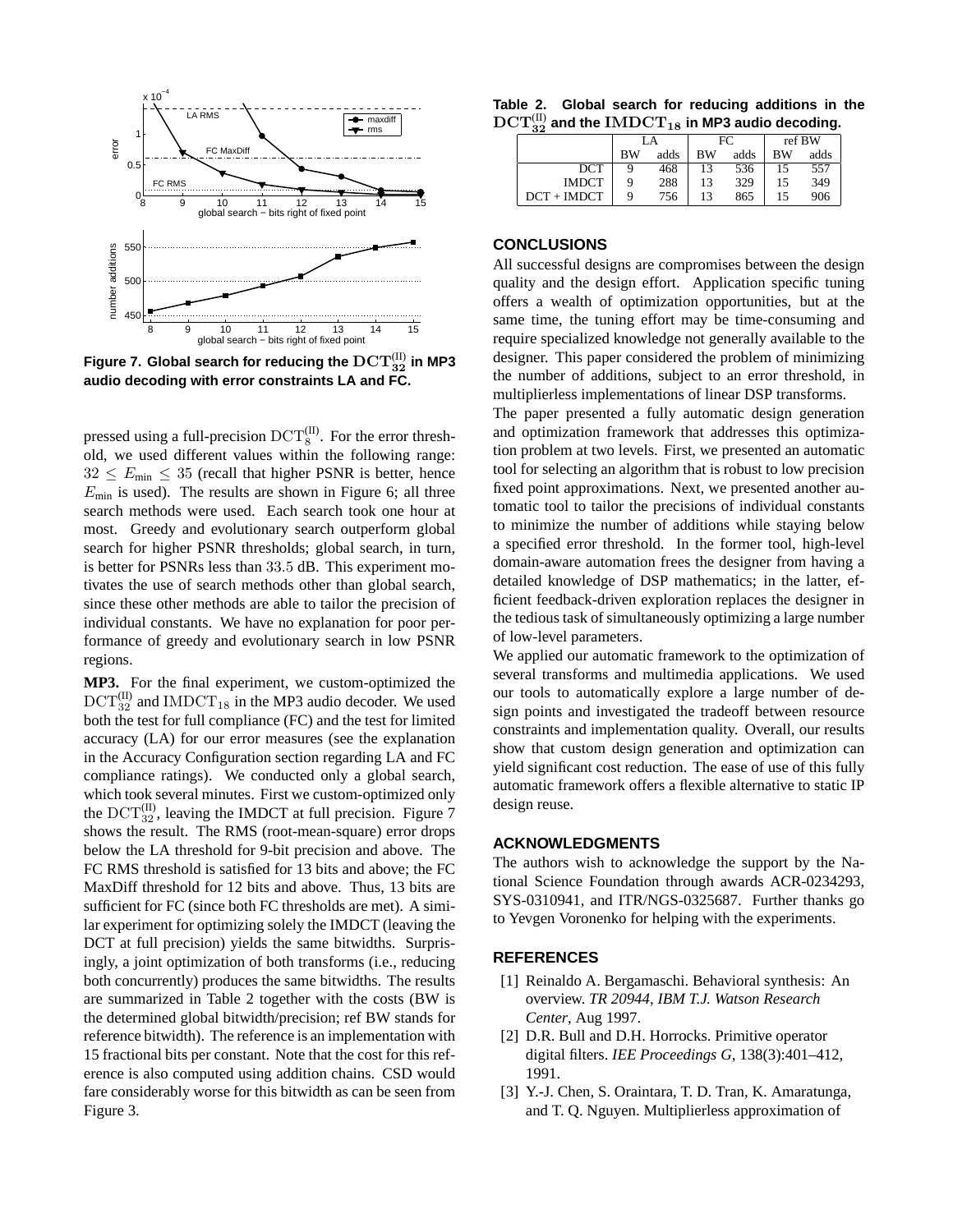Figure 7. Global search for reducing the $\mathrm{DCT}_{32}^{(\mathrm{II})}$ in MP3 audio decoding with error constraints LA and FC.

pressed using a full-precision $\mathrm{DCT}_8^{(\mathrm{II})}$. For the error threshold, we used different values within the following range: $32 \leq E_{\min} \leq 35$ (recall that higher PSNR is better, hence $E_{\min}$ is used). The results are shown in Figure 6; all three search methods were used. Each search took one hour at most. Greedy and evolutionary search outperform global search for higher PSNR thresholds; global search, in turn, is better for PSNRs less than $33.5$ dB. This experiment motivates the use of search methods other than global search, since these other methods are able to tailor the precision of individual constants. We have no explanation for poor performance of greedy and evolutionary search in low PSNR regions.

**MP3.** For the final experiment, we custom-optimized the $\mathrm{DCT}_{32}^{(\mathrm{II})}$ and $\mathrm{IMDCT}_{18}$ in the MP3 audio decoder. We used both the test for full compliance (FC) and the test for limited accuracy (LA) for our error measures (see the explanation in the Accuracy Configuration section regarding LA and FC compliance ratings). We conducted only a global search, which took several minutes. First we custom-optimized only the $\mathrm{DCT}_{32}^{(\mathrm{II})}$, leaving the IMDCT at full precision. Figure 7 shows the result. The RMS (root-mean-square) error drops below the LA threshold for 9-bit precision and above. The FC RMS threshold is satisfied for 13 bits and above; the FC MaxDiff threshold for 12 bits and above. Thus, 13 bits are sufficient for FC (since both FC thresholds are met). A similar experiment for optimizing solely the IMDCT (leaving the DCT at full precision) yields the same bitwidths. Surprisingly, a joint optimization of both transforms (i.e., reducing both concurrently) produces the same bitwidths. The results are summarized in Table 2 together with the costs (BW is the determined global bitwidth/precision; ref BW stands for reference bitwidth). The reference is an implementation with 15 fractional bits per constant. Note that the cost for this reference is also computed using addition chains. CSD would fare considerably worse for this bitwidth as can be seen from Figure 3.

**Table 2. Global search for reducing additions in the $\mathrm{DCT}_{32}^{(\mathrm{II})}$ and the $\mathrm{IMDCT}_{18}$ in MP3 audio decoding.**

| | LA | | FC | | ref BW | |
|---|---|---|---|---|---|---|
| | BW | adds | BW | adds | BW | adds |
| DCT | 9 | 468 | 13 | 536 | 15 | 557 |
| IMDCT | 9 | 288 | 13 | 329 | 15 | 349 |
| DCT + IMDCT | 9 | 756 | 13 | 865 | 15 | 906 |

## CONCLUSIONS

All successful designs are compromises between the design quality and the design effort. Application specific tuning offers a wealth of optimization opportunities, but at the same time, the tuning effort may be time-consuming and require specialized knowledge not generally available to the designer. This paper considered the problem of minimizing the number of additions, subject to an error threshold, in multiplierless implementations of linear DSP transforms.

The paper presented a fully automatic design generation and optimization framework that addresses this optimization problem at two levels. First, we presented an automatic tool for selecting an algorithm that is robust to low precision fixed point approximations. Next, we presented another automatic tool to tailor the precisions of individual constants to minimize the number of additions while staying below a specified error threshold. In the former tool, high-level domain-aware automation frees the designer from having a detailed knowledge of DSP mathematics; in the latter, efficient feedback-driven exploration replaces the designer in the tedious task of simultaneously optimizing a large number of low-level parameters.

We applied our automatic framework to the optimization of several transforms and multimedia applications. We used our tools to automatically explore a large number of design points and investigated the tradeoff between resource constraints and implementation quality. Overall, our results show that custom design generation and optimization can yield significant cost reduction. The ease of use of this fully automatic framework offers a flexible alternative to static IP design reuse.

## ACKNOWLEDGMENTS

The authors wish to acknowledge the support by the National Science Foundation through awards ACR-0234293, SYS-0310941, and ITR/NGS-0325687. Further thanks go to Yevgen Voronenko for helping with the experiments.

## REFERENCES

[1] Reinaldo A. Bergamaschi. Behavioral synthesis: An overview. *TR 20944, IBM T.J. Watson Research Center*, Aug 1997.

[2] D.R. Bull and D.H. Horrocks. Primitive operator digital filters. *IEE Proceedings G*, 138(3):401–412, 1991.

[3] Y.-J. Chen, S. Oraintara, T. D. Tran, K. Amaratunga, and T. Q. Nguyen. Multiplierless approximation of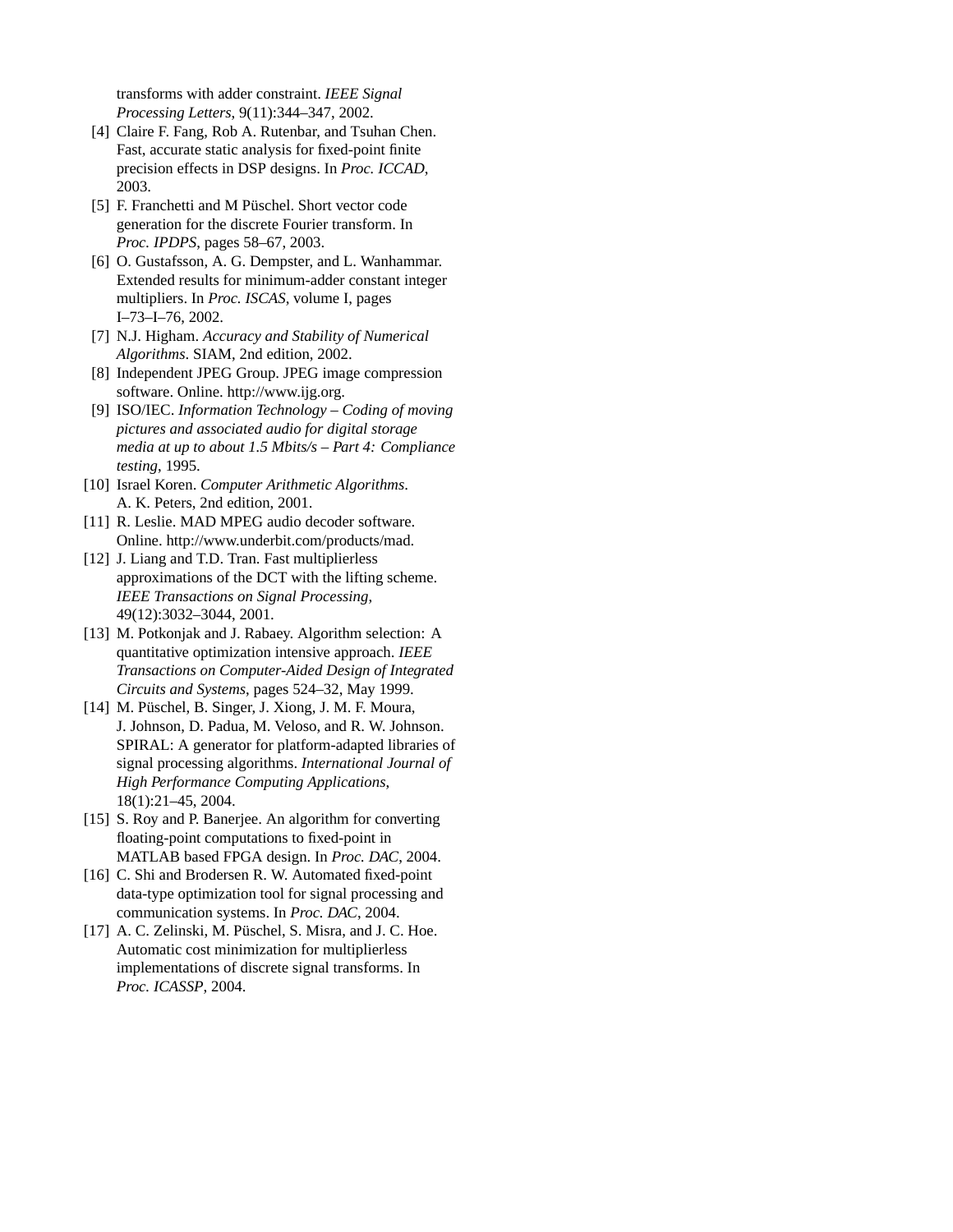transforms with adder constraint. *IEEE Signal Processing Letters*, 9(11):344–347, 2002.

[4] Claire F. Fang, Rob A. Rutenbar, and Tsuhan Chen. Fast, accurate static analysis for fixed-point finite precision effects in DSP designs. In *Proc. ICCAD*, 2003.

[5] F. Franchetti and M Püschel. Short vector code generation for the discrete Fourier transform. In *Proc. IPDPS*, pages 58–67, 2003.

[6] O. Gustafsson, A. G. Dempster, and L. Wanhammar. Extended results for minimum-adder constant integer multipliers. In *Proc. ISCAS*, volume I, pages I–73–I–76, 2002.

[7] N.J. Higham. *Accuracy and Stability of Numerical Algorithms*. SIAM, 2nd edition, 2002.

[8] Independent JPEG Group. JPEG image compression software. Online. http://www.ijg.org.

[9] ISO/IEC. *Information Technology – Coding of moving pictures and associated audio for digital storage media at up to about 1.5 Mbits/s – Part 4: Compliance testing*, 1995.

[10] Israel Koren. *Computer Arithmetic Algorithms*. A. K. Peters, 2nd edition, 2001.

[11] R. Leslie. MAD MPEG audio decoder software. Online. http://www.underbit.com/products/mad.

[12] J. Liang and T.D. Tran. Fast multiplierless approximations of the DCT with the lifting scheme. *IEEE Transactions on Signal Processing*, 49(12):3032–3044, 2001.

[13] M. Potkonjak and J. Rabaey. Algorithm selection: A quantitative optimization intensive approach. *IEEE Transactions on Computer-Aided Design of Integrated Circuits and Systems*, pages 524–32, May 1999.

[14] M. Püschel, B. Singer, J. Xiong, J. M. F. Moura, J. Johnson, D. Padua, M. Veloso, and R. W. Johnson. SPIRAL: A generator for platform-adapted libraries of signal processing algorithms. *International Journal of High Performance Computing Applications*, 18(1):21–45, 2004.

[15] S. Roy and P. Banerjee. An algorithm for converting floating-point computations to fixed-point in MATLAB based FPGA design. In *Proc. DAC*, 2004.

[16] C. Shi and Brodersen R. W. Automated fixed-point data-type optimization tool for signal processing and communication systems. In *Proc. DAC*, 2004.

[17] A. C. Zelinski, M. Püschel, S. Misra, and J. C. Hoe. Automatic cost minimization for multiplierless implementations of discrete signal transforms. In *Proc. ICASSP*, 2004.